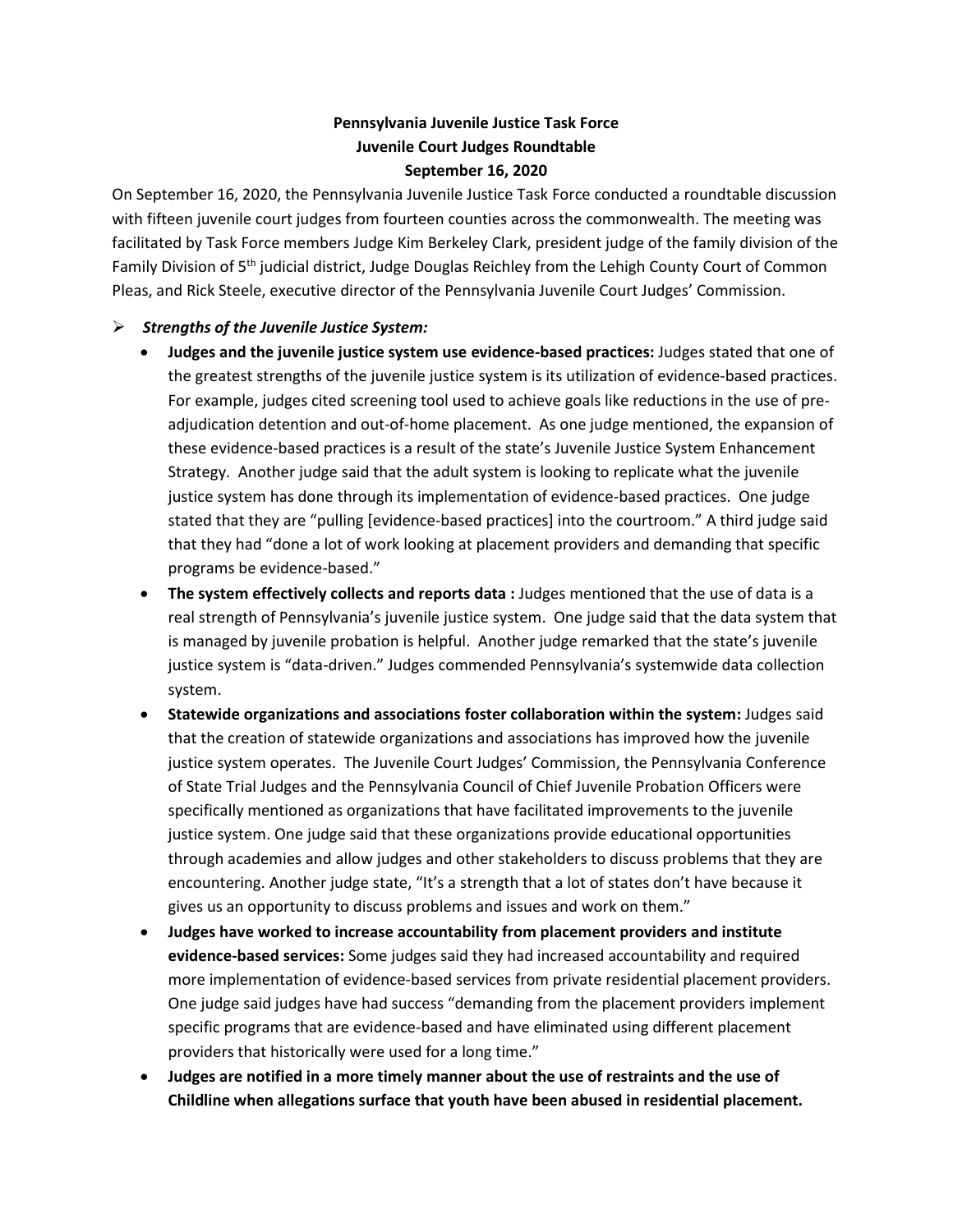**Pennsylvania Juvenile Justice Task Force**
**Juvenile Court Judges Roundtable**
**September 16, 2020**

On September 16, 2020, the Pennsylvania Juvenile Justice Task Force conducted a roundtable discussion with fifteen juvenile court judges from fourteen counties across the commonwealth. The meeting was facilitated by Task Force members Judge Kim Berkeley Clark, president judge of the family division of the Family Division of 5th judicial district, Judge Douglas Reichley from the Lehigh County Court of Common Pleas, and Rick Steele, executive director of the Pennsylvania Juvenile Court Judges' Commission.

- ***Strengths of the Juvenile Justice System:***
    - **Judges and the juvenile justice system use evidence-based practices:** Judges stated that one of the greatest strengths of the juvenile justice system is its utilization of evidence-based practices. For example, judges cited screening tool used to achieve goals like reductions in the use of pre-adjudication detention and out-of-home placement. As one judge mentioned, the expansion of these evidence-based practices is a result of the state's Juvenile Justice System Enhancement Strategy. Another judge said that the adult system is looking to replicate what the juvenile justice system has done through its implementation of evidence-based practices. One judge stated that they are "pulling [evidence-based practices] into the courtroom." A third judge said that they had "done a lot of work looking at placement providers and demanding that specific programs be evidence-based."
    - **The system effectively collects and reports data :** Judges mentioned that the use of data is a real strength of Pennsylvania's juvenile justice system. One judge said that the data system that is managed by juvenile probation is helpful. Another judge remarked that the state's juvenile justice system is "data-driven." Judges commended Pennsylvania's systemwide data collection system.
    - **Statewide organizations and associations foster collaboration within the system:** Judges said that the creation of statewide organizations and associations has improved how the juvenile justice system operates. The Juvenile Court Judges' Commission, the Pennsylvania Conference of State Trial Judges and the Pennsylvania Council of Chief Juvenile Probation Officers were specifically mentioned as organizations that have facilitated improvements to the juvenile justice system. One judge said that these organizations provide educational opportunities through academies and allow judges and other stakeholders to discuss problems that they are encountering. Another judge state, "It's a strength that a lot of states don't have because it gives us an opportunity to discuss problems and issues and work on them."
    - **Judges have worked to increase accountability from placement providers and institute evidence-based services:** Some judges said they had increased accountability and required more implementation of evidence-based services from private residential placement providers. One judge said judges have had success "demanding from the placement providers implement specific programs that are evidence-based and have eliminated using different placement providers that historically were used for a long time."
    - **Judges are notified in a more timely manner about the use of restraints and the use of Childline when allegations surface that youth have been abused in residential placement.**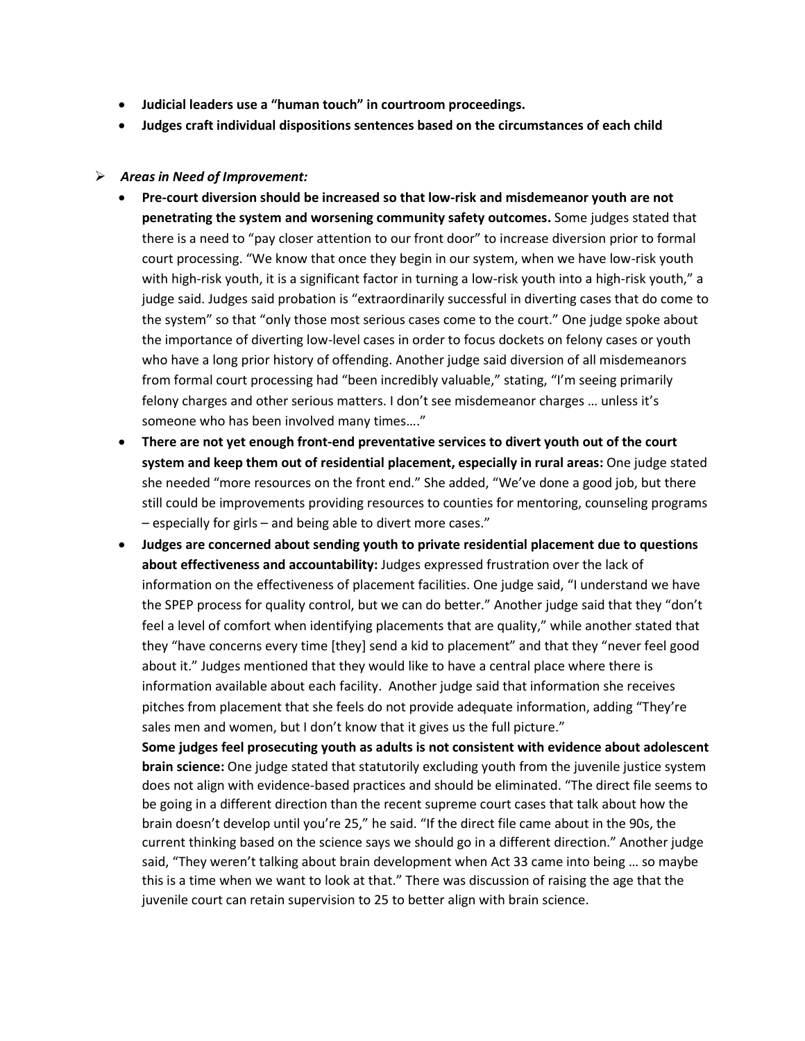- **Judicial leaders use a "human touch" in courtroom proceedings.**
- **Judges craft individual dispositions sentences based on the circumstances of each child**

- ***Areas in Need of Improvement:***
  - **Pre-court diversion should be increased so that low-risk and misdemeanor youth are not penetrating the system and worsening community safety outcomes.** Some judges stated that there is a need to "pay closer attention to our front door" to increase diversion prior to formal court processing. "We know that once they begin in our system, when we have low-risk youth with high-risk youth, it is a significant factor in turning a low-risk youth into a high-risk youth," a judge said. Judges said probation is "extraordinarily successful in diverting cases that do come to the system" so that "only those most serious cases come to the court." One judge spoke about the importance of diverting low-level cases in order to focus dockets on felony cases or youth who have a long prior history of offending. Another judge said diversion of all misdemeanors from formal court processing had "been incredibly valuable," stating, "I'm seeing primarily felony charges and other serious matters. I don't see misdemeanor charges … unless it's someone who has been involved many times…."
  - **There are not yet enough front-end preventative services to divert youth out of the court system and keep them out of residential placement, especially in rural areas:** One judge stated she needed "more resources on the front end." She added, "We've done a good job, but there still could be improvements providing resources to counties for mentoring, counseling programs – especially for girls – and being able to divert more cases."
  - **Judges are concerned about sending youth to private residential placement due to questions about effectiveness and accountability:** Judges expressed frustration over the lack of information on the effectiveness of placement facilities. One judge said, "I understand we have the SPEP process for quality control, but we can do better." Another judge said that they "don't feel a level of comfort when identifying placements that are quality," while another stated that they "have concerns every time [they] send a kid to placement" and that they "never feel good about it." Judges mentioned that they would like to have a central place where there is information available about each facility. Another judge said that information she receives pitches from placement that she feels do not provide adequate information, adding "They're sales men and women, but I don't know that it gives us the full picture."

    **Some judges feel prosecuting youth as adults is not consistent with evidence about adolescent brain science:** One judge stated that statutorily excluding youth from the juvenile justice system does not align with evidence-based practices and should be eliminated. "The direct file seems to be going in a different direction than the recent supreme court cases that talk about how the brain doesn't develop until you're 25," he said. "If the direct file came about in the 90s, the current thinking based on the science says we should go in a different direction." Another judge said, "They weren't talking about brain development when Act 33 came into being … so maybe this is a time when we want to look at that." There was discussion of raising the age that the juvenile court can retain supervision to 25 to better align with brain science.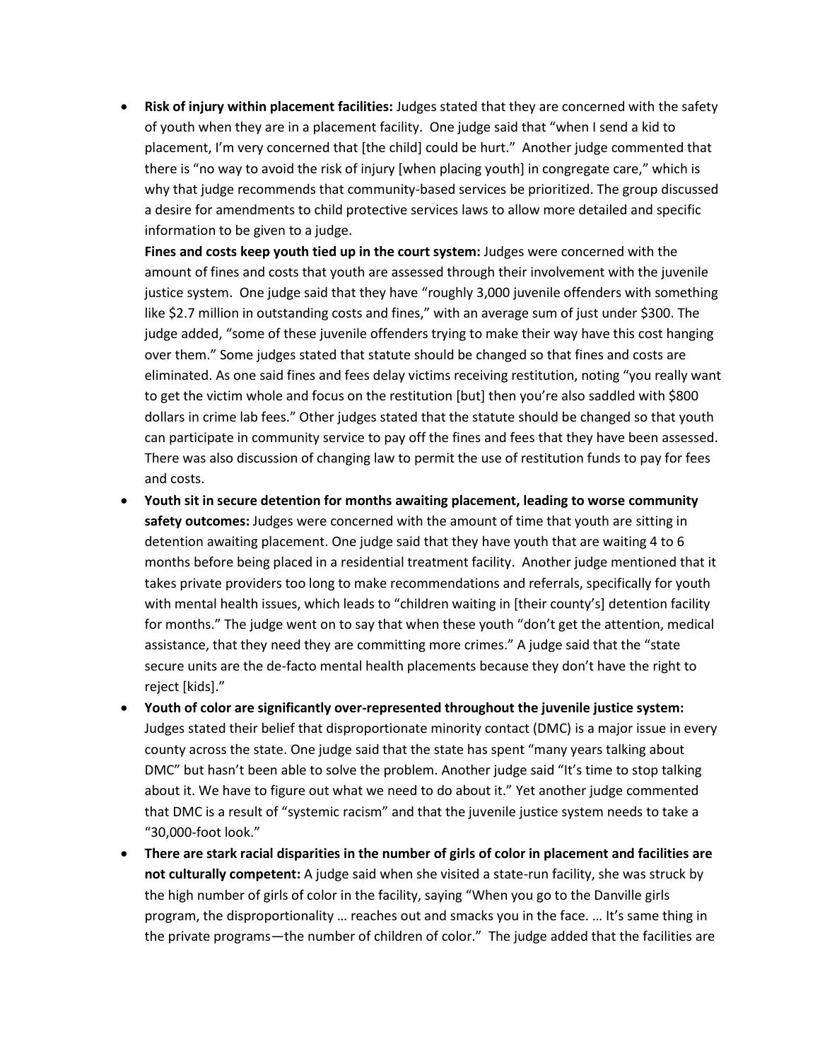- **Risk of injury within placement facilities:** Judges stated that they are concerned with the safety of youth when they are in a placement facility. One judge said that "when I send a kid to placement, I'm very concerned that [the child] could be hurt." Another judge commented that there is "no way to avoid the risk of injury [when placing youth] in congregate care," which is why that judge recommends that community-based services be prioritized. The group discussed a desire for amendments to child protective services laws to allow more detailed and specific information to be given to a judge.

  **Fines and costs keep youth tied up in the court system:** Judges were concerned with the amount of fines and costs that youth are assessed through their involvement with the juvenile justice system. One judge said that they have "roughly 3,000 juvenile offenders with something like $2.7 million in outstanding costs and fines," with an average sum of just under $300. The judge added, "some of these juvenile offenders trying to make their way have this cost hanging over them." Some judges stated that statute should be changed so that fines and costs are eliminated. As one said fines and fees delay victims receiving restitution, noting "you really want to get the victim whole and focus on the restitution [but] then you're also saddled with $800 dollars in crime lab fees." Other judges stated that the statute should be changed so that youth can participate in community service to pay off the fines and fees that they have been assessed. There was also discussion of changing law to permit the use of restitution funds to pay for fees and costs.
- **Youth sit in secure detention for months awaiting placement, leading to worse community safety outcomes:** Judges were concerned with the amount of time that youth are sitting in detention awaiting placement. One judge said that they have youth that are waiting 4 to 6 months before being placed in a residential treatment facility. Another judge mentioned that it takes private providers too long to make recommendations and referrals, specifically for youth with mental health issues, which leads to "children waiting in [their county's] detention facility for months." The judge went on to say that when these youth "don't get the attention, medical assistance, that they need they are committing more crimes." A judge said that the "state secure units are the de-facto mental health placements because they don't have the right to reject [kids]."
- **Youth of color are significantly over-represented throughout the juvenile justice system:** Judges stated their belief that disproportionate minority contact (DMC) is a major issue in every county across the state. One judge said that the state has spent "many years talking about DMC" but hasn't been able to solve the problem. Another judge said "It's time to stop talking about it. We have to figure out what we need to do about it." Yet another judge commented that DMC is a result of "systemic racism" and that the juvenile justice system needs to take a "30,000-foot look."
- **There are stark racial disparities in the number of girls of color in placement and facilities are not culturally competent:** A judge said when she visited a state-run facility, she was struck by the high number of girls of color in the facility, saying "When you go to the Danville girls program, the disproportionality … reaches out and smacks you in the face. … It's same thing in the private programs—the number of children of color." The judge added that the facilities are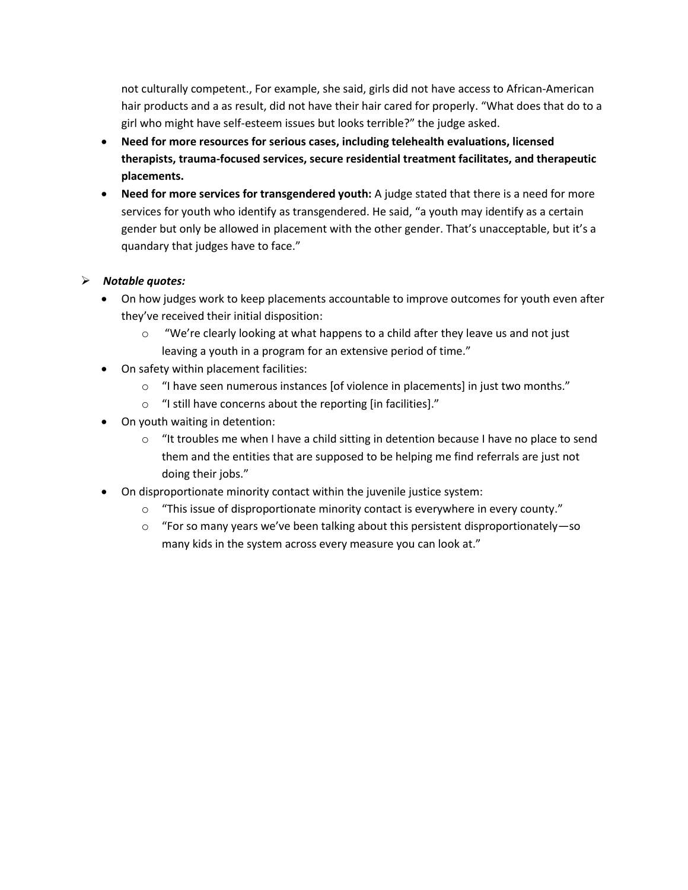not culturally competent., For example, she said, girls did not have access to African-American hair products and a as result, did not have their hair cared for properly. "What does that do to a girl who might have self-esteem issues but looks terrible?" the judge asked.

- **Need for more resources for serious cases, including telehealth evaluations, licensed therapists, trauma-focused services, secure residential treatment facilitates, and therapeutic placements.**
- **Need for more services for transgendered youth:** A judge stated that there is a need for more services for youth who identify as transgendered. He said, "a youth may identify as a certain gender but only be allowed in placement with the other gender. That's unacceptable, but it's a quandary that judges have to face."

- ***Notable quotes:***
  - On how judges work to keep placements accountable to improve outcomes for youth even after they've received their initial disposition:
    - "We're clearly looking at what happens to a child after they leave us and not just leaving a youth in a program for an extensive period of time."
  - On safety within placement facilities:
    - "I have seen numerous instances [of violence in placements] in just two months."
    - "I still have concerns about the reporting [in facilities]."
  - On youth waiting in detention:
    - "It troubles me when I have a child sitting in detention because I have no place to send them and the entities that are supposed to be helping me find referrals are just not doing their jobs."
  - On disproportionate minority contact within the juvenile justice system:
    - "This issue of disproportionate minority contact is everywhere in every county."
    - "For so many years we've been talking about this persistent disproportionately—so many kids in the system across every measure you can look at."